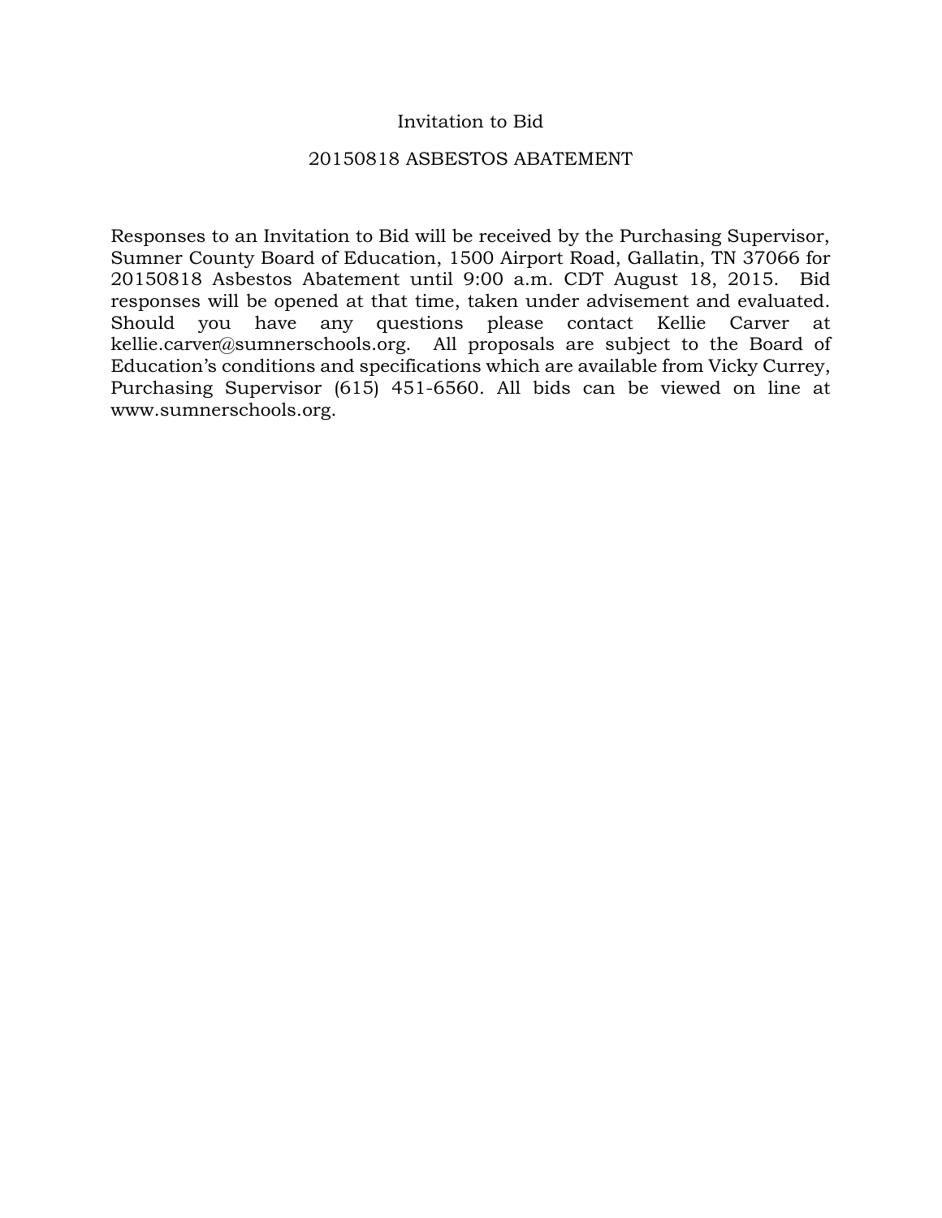# Invitation to Bid

## 20150818 ASBESTOS ABATEMENT

Responses to an Invitation to Bid will be received by the Purchasing Supervisor, Sumner County Board of Education, 1500 Airport Road, Gallatin, TN 37066 for 20150818 Asbestos Abatement until 9:00 a.m. CDT August 18, 2015. Bid responses will be opened at that time, taken under advisement and evaluated. Should you have any questions please contact Kellie Carver at kellie.carver@sumnerschools.org. All proposals are subject to the Board of Education's conditions and specifications which are available from Vicky Currey, Purchasing Supervisor (615) 451-6560. All bids can be viewed on line at www.sumnerschools.org.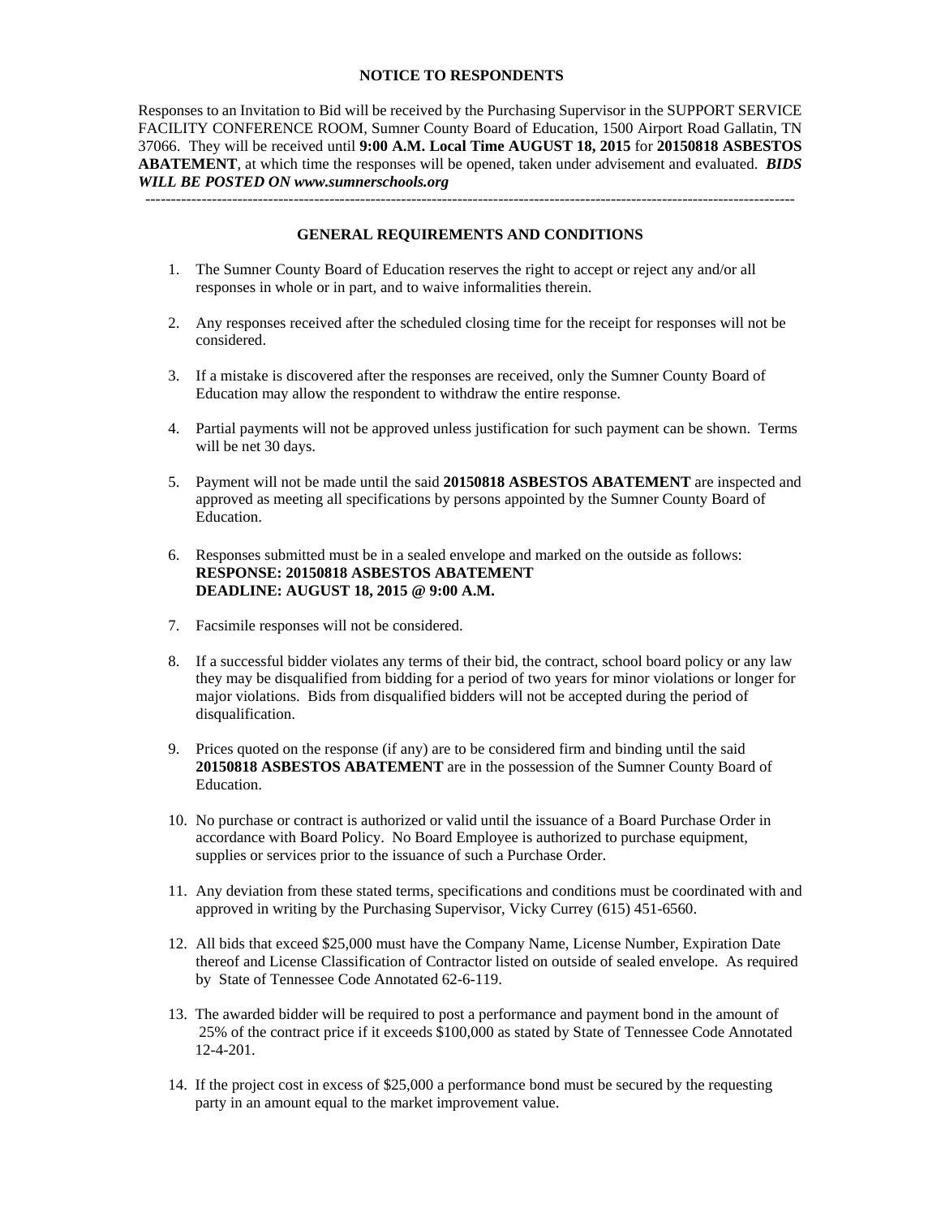## NOTICE TO RESPONDENTS

Responses to an Invitation to Bid will be received by the Purchasing Supervisor in the SUPPORT SERVICE FACILITY CONFERENCE ROOM, Sumner County Board of Education, 1500 Airport Road Gallatin, TN 37066. They will be received until **9:00 A.M. Local Time AUGUST 18, 2015** for **20150818 ASBESTOS ABATEMENT**, at which time the responses will be opened, taken under advisement and evaluated. ***BIDS WILL BE POSTED ON www.sumnerschools.org***

---

## GENERAL REQUIREMENTS AND CONDITIONS

1. The Sumner County Board of Education reserves the right to accept or reject any and/or all responses in whole or in part, and to waive informalities therein.

2. Any responses received after the scheduled closing time for the receipt for responses will not be considered.

3. If a mistake is discovered after the responses are received, only the Sumner County Board of Education may allow the respondent to withdraw the entire response.

4. Partial payments will not be approved unless justification for such payment can be shown. Terms will be net 30 days.

5. Payment will not be made until the said **20150818 ASBESTOS ABATEMENT** are inspected and approved as meeting all specifications by persons appointed by the Sumner County Board of Education.

6. Responses submitted must be in a sealed envelope and marked on the outside as follows:
   **RESPONSE: 20150818 ASBESTOS ABATEMENT**
   **DEADLINE: AUGUST 18, 2015 @ 9:00 A.M.**

7. Facsimile responses will not be considered.

8. If a successful bidder violates any terms of their bid, the contract, school board policy or any law they may be disqualified from bidding for a period of two years for minor violations or longer for major violations. Bids from disqualified bidders will not be accepted during the period of disqualification.

9. Prices quoted on the response (if any) are to be considered firm and binding until the said **20150818 ASBESTOS ABATEMENT** are in the possession of the Sumner County Board of Education.

10. No purchase or contract is authorized or valid until the issuance of a Board Purchase Order in accordance with Board Policy. No Board Employee is authorized to purchase equipment, supplies or services prior to the issuance of such a Purchase Order.

11. Any deviation from these stated terms, specifications and conditions must be coordinated with and approved in writing by the Purchasing Supervisor, Vicky Currey (615) 451-6560.

12. All bids that exceed $25,000 must have the Company Name, License Number, Expiration Date thereof and License Classification of Contractor listed on outside of sealed envelope. As required by State of Tennessee Code Annotated 62-6-119.

13. The awarded bidder will be required to post a performance and payment bond in the amount of 25% of the contract price if it exceeds $100,000 as stated by State of Tennessee Code Annotated 12-4-201.

14. If the project cost in excess of $25,000 a performance bond must be secured by the requesting party in an amount equal to the market improvement value.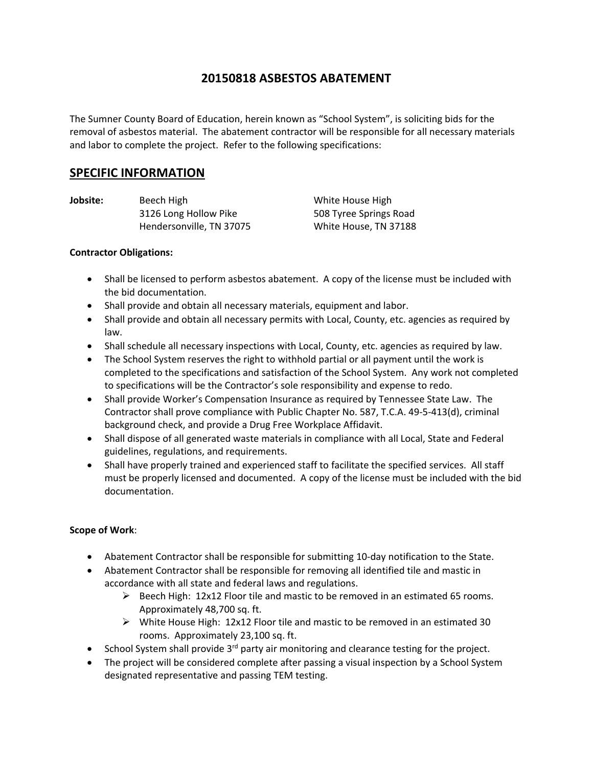# 20150818 ASBESTOS ABATEMENT

The Sumner County Board of Education, herein known as "School System", is soliciting bids for the removal of asbestos material. The abatement contractor will be responsible for all necessary materials and labor to complete the project. Refer to the following specifications:

## SPECIFIC INFORMATION

**Jobsite:**

Beech High
3126 Long Hollow Pike
Hendersonville, TN 37075

White House High
508 Tyree Springs Road
White House, TN 37188

**Contractor Obligations:**

- Shall be licensed to perform asbestos abatement. A copy of the license must be included with the bid documentation.
- Shall provide and obtain all necessary materials, equipment and labor.
- Shall provide and obtain all necessary permits with Local, County, etc. agencies as required by law.
- Shall schedule all necessary inspections with Local, County, etc. agencies as required by law.
- The School System reserves the right to withhold partial or all payment until the work is completed to the specifications and satisfaction of the School System. Any work not completed to specifications will be the Contractor's sole responsibility and expense to redo.
- Shall provide Worker's Compensation Insurance as required by Tennessee State Law. The Contractor shall prove compliance with Public Chapter No. 587, T.C.A. 49-5-413(d), criminal background check, and provide a Drug Free Workplace Affidavit.
- Shall dispose of all generated waste materials in compliance with all Local, State and Federal guidelines, regulations, and requirements.
- Shall have properly trained and experienced staff to facilitate the specified services. All staff must be properly licensed and documented. A copy of the license must be included with the bid documentation.

**Scope of Work**:

- Abatement Contractor shall be responsible for submitting 10-day notification to the State.
- Abatement Contractor shall be responsible for removing all identified tile and mastic in accordance with all state and federal laws and regulations.
  - Beech High: 12x12 Floor tile and mastic to be removed in an estimated 65 rooms. Approximately 48,700 sq. ft.
  - White House High: 12x12 Floor tile and mastic to be removed in an estimated 30 rooms. Approximately 23,100 sq. ft.
- School System shall provide 3rd party air monitoring and clearance testing for the project.
- The project will be considered complete after passing a visual inspection by a School System designated representative and passing TEM testing.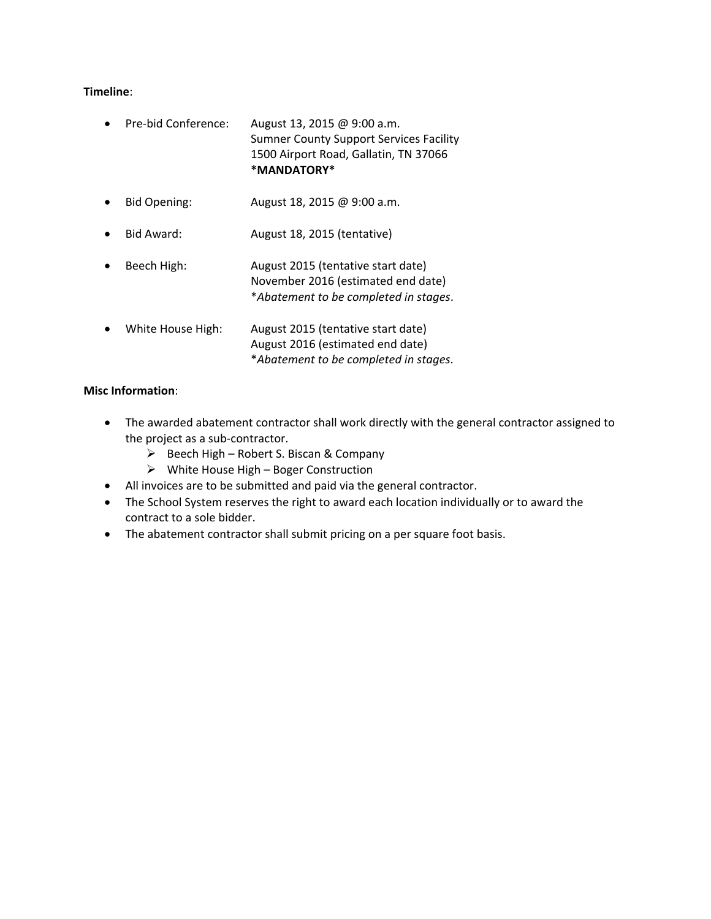**Timeline**:

- Pre-bid Conference: August 13, 2015 @ 9:00 a.m.
  Sumner County Support Services Facility
  1500 Airport Road, Gallatin, TN 37066
  ***MANDATORY***

- Bid Opening: August 18, 2015 @ 9:00 a.m.

- Bid Award: August 18, 2015 (tentative)

- Beech High: August 2015 (tentative start date)
  November 2016 (estimated end date)
  **Abatement to be completed in stages*.

- White House High: August 2015 (tentative start date)
  August 2016 (estimated end date)
  **Abatement to be completed in stages*.

**Misc Information**:

- The awarded abatement contractor shall work directly with the general contractor assigned to the project as a sub-contractor.
  - Beech High – Robert S. Biscan & Company
  - White House High – Boger Construction
- All invoices are to be submitted and paid via the general contractor.
- The School System reserves the right to award each location individually or to award the contract to a sole bidder.
- The abatement contractor shall submit pricing on a per square foot basis.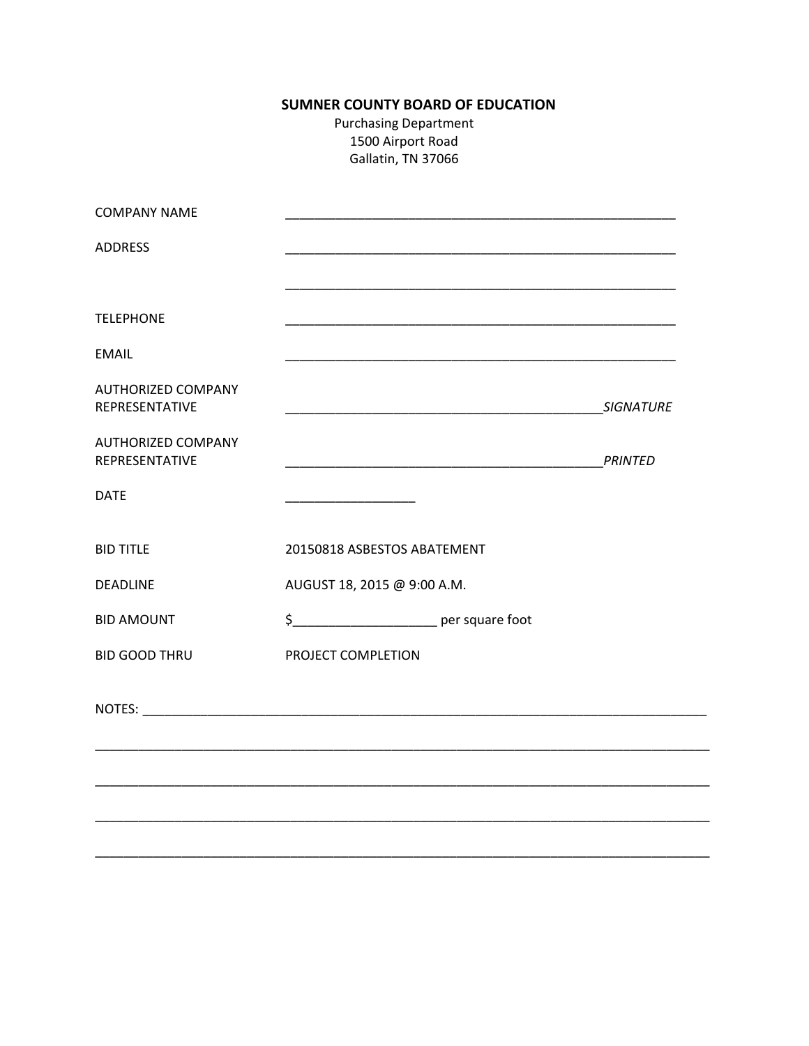**SUMNER COUNTY BOARD OF EDUCATION**

Purchasing Department
1500 Airport Road
Gallatin, TN 37066

| | |
|---|---|
| COMPANY NAME | ________________________________________________________ |
| ADDRESS | ________________________________________________________ |
| | ________________________________________________________ |
| TELEPHONE | ________________________________________________________ |
| EMAIL | ________________________________________________________ |
| AUTHORIZED COMPANY REPRESENTATIVE | _____________________________________________*SIGNATURE* |
| AUTHORIZED COMPANY REPRESENTATIVE | _____________________________________________*PRINTED* |
| DATE | __________________ |
| BID TITLE | 20150818 ASBESTOS ABATEMENT |
| DEADLINE | AUGUST 18, 2015 @ 9:00 A.M. |
| BID AMOUNT | $____________________ per square foot |
| BID GOOD THRU | PROJECT COMPLETION |

NOTES: ____________________________________________________________________________________

__________________________________________________________________________________________

__________________________________________________________________________________________

__________________________________________________________________________________________

__________________________________________________________________________________________